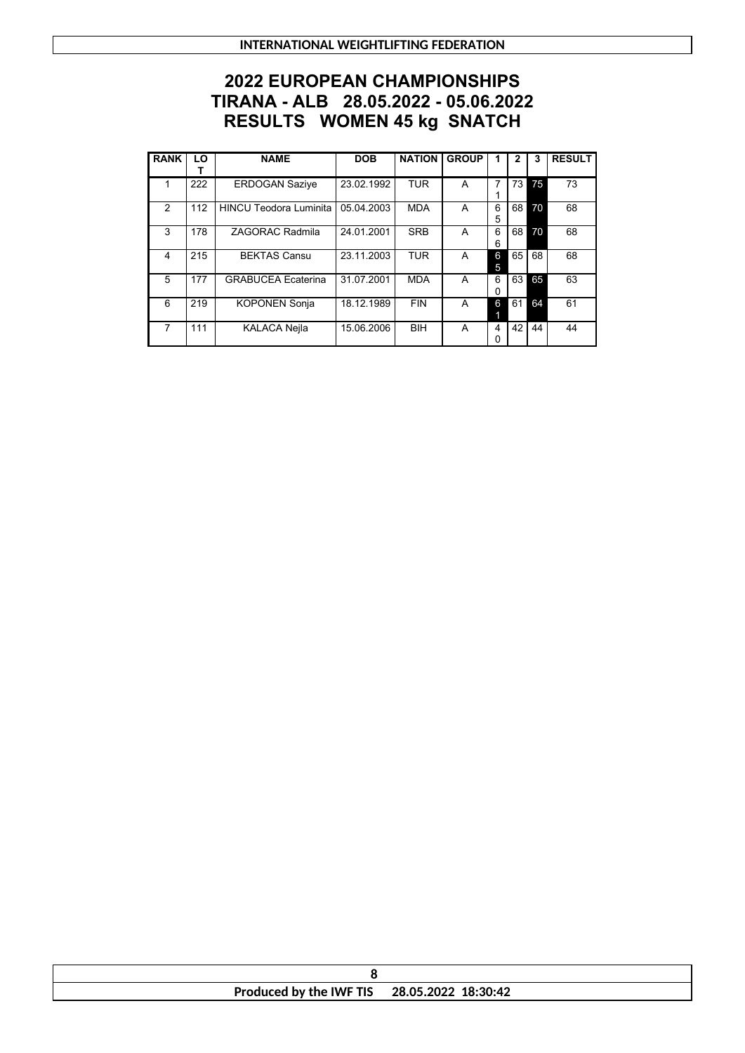# 2022 EUROPEAN CHAMPIONSHIPS
# TIRANA - ALB 28.05.2022 - 05.06.2022
# RESULTS WOMEN 45 kg SNATCH

| RANK | LOT | NAME | DOB | NATION | GROUP | 1 | 2 | 3 | RESULT |
|---|---|---|---|---|---|---|---|---|---|
| 1 | 222 | ERDOGAN Saziye | 23.02.1992 | TUR | A | 71 | 73 | 75 | 73 |
| 2 | 112 | HINCU Teodora Luminita | 05.04.2003 | MDA | A | 65 | 68 | 70 | 68 |
| 3 | 178 | ZAGORAC Radmila | 24.01.2001 | SRB | A | 66 | 68 | 70 | 68 |
| 4 | 215 | BEKTAS Cansu | 23.11.2003 | TUR | A | 65 | 65 | 68 | 68 |
| 5 | 177 | GRABUCEA Ecaterina | 31.07.2001 | MDA | A | 60 | 63 | 65 | 63 |
| 6 | 219 | KOPONEN Sonja | 18.12.1989 | FIN | A | 61 | 61 | 64 | 61 |
| 7 | 111 | KALACA Nejla | 15.06.2006 | BIH | A | 40 | 42 | 44 | 44 |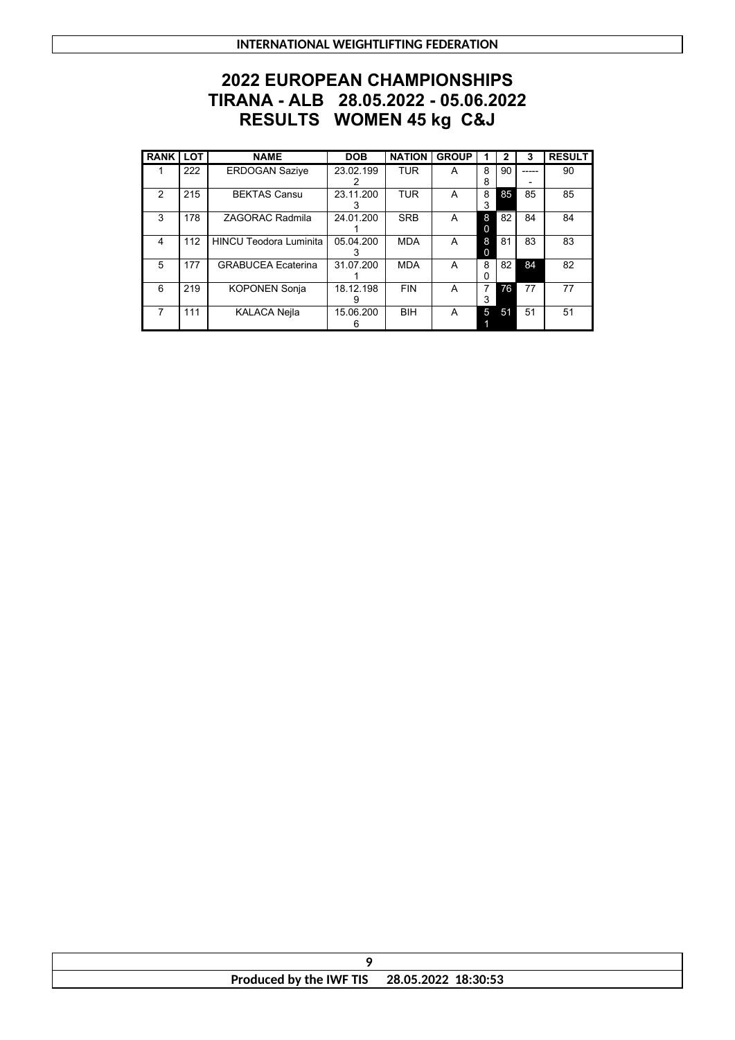# 2022 EUROPEAN CHAMPIONSHIPS
# TIRANA - ALB 28.05.2022 - 05.06.2022
# RESULTS WOMEN 45 kg C&J

| RANK | LOT | NAME | DOB | NATION | GROUP | 1 | 2 | 3 | RESULT |
|---|---|---|---|---|---|---|---|---|---|
| 1 | 222 | ERDOGAN Saziye | 23.02.1992 | TUR | A | 88 | 90 | ------ | 90 |
| 2 | 215 | BEKTAS Cansu | 23.11.2003 | TUR | A | 83 | 85 | 85 | 85 |
| 3 | 178 | ZAGORAC Radmila | 24.01.2001 | SRB | A | 80 | 82 | 84 | 84 |
| 4 | 112 | HINCU Teodora Luminita | 05.04.2003 | MDA | A | 80 | 81 | 83 | 83 |
| 5 | 177 | GRABUCEA Ecaterina | 31.07.2001 | MDA | A | 80 | 82 | 84 | 82 |
| 6 | 219 | KOPONEN Sonja | 18.12.1989 | FIN | A | 73 | 76 | 77 | 77 |
| 7 | 111 | KALACA Nejla | 15.06.2006 | BIH | A | 51 | 51 | 51 | 51 |

Produced by the IWF TIS 28.05.2022 18:30:53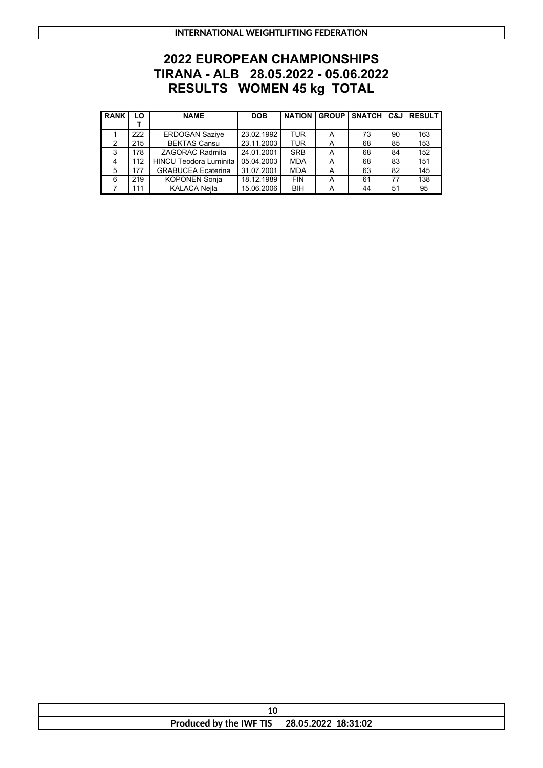# 2022 EUROPEAN CHAMPIONSHIPS
# TIRANA - ALB 28.05.2022 - 05.06.2022
# RESULTS WOMEN 45 kg TOTAL

| RANK | LOT | NAME | DOB | NATION | GROUP | SNATCH | C&J | RESULT |
|---|---|---|---|---|---|---|---|---|
| 1 | 222 | ERDOGAN Saziye | 23.02.1992 | TUR | A | 73 | 90 | 163 |
| 2 | 215 | BEKTAS Cansu | 23.11.2003 | TUR | A | 68 | 85 | 153 |
| 3 | 178 | ZAGORAC Radmila | 24.01.2001 | SRB | A | 68 | 84 | 152 |
| 4 | 112 | HINCU Teodora Luminita | 05.04.2003 | MDA | A | 68 | 83 | 151 |
| 5 | 177 | GRABUCEA Ecaterina | 31.07.2001 | MDA | A | 63 | 82 | 145 |
| 6 | 219 | KOPONEN Sonja | 18.12.1989 | FIN | A | 61 | 77 | 138 |
| 7 | 111 | KALACA Nejla | 15.06.2006 | BIH | A | 44 | 51 | 95 |

Produced by the IWF TIS 28.05.2022 18:31:02